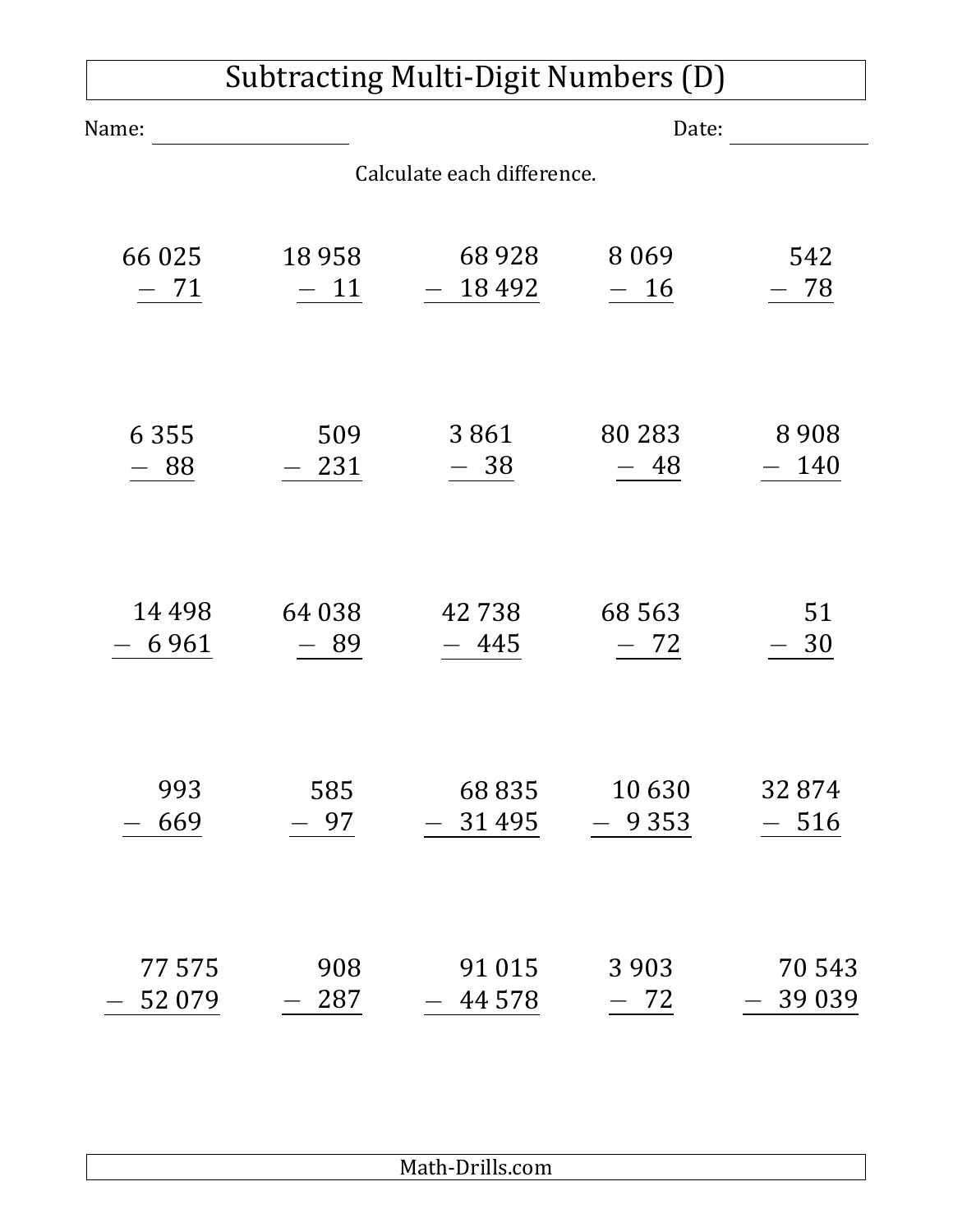# Subtracting Multi-Digit Numbers (D)

Name: ____________________ Date: ______________

Calculate each difference.

$$\begin{array}{r} 66\,025 \\ -\quad 71 \\ \hline \end{array}$$ $$\begin{array}{r} 18\,958 \\ -\quad 11 \\ \hline \end{array}$$ $$\begin{array}{r} 68\,928 \\ -\ 18\,492 \\ \hline \end{array}$$ $$\begin{array}{r} 8\,069 \\ -\quad 16 \\ \hline \end{array}$$ $$\begin{array}{r} 542 \\ -\quad 78 \\ \hline \end{array}$$

$$\begin{array}{r} 6\,355 \\ -\quad 88 \\ \hline \end{array}$$ $$\begin{array}{r} 509 \\ -\ 231 \\ \hline \end{array}$$ $$\begin{array}{r} 3\,861 \\ -\quad 38 \\ \hline \end{array}$$ $$\begin{array}{r} 80\,283 \\ -\quad 48 \\ \hline \end{array}$$ $$\begin{array}{r} 8\,908 \\ -\ 140 \\ \hline \end{array}$$

$$\begin{array}{r} 14\,498 \\ -\ 6\,961 \\ \hline \end{array}$$ $$\begin{array}{r} 64\,038 \\ -\quad 89 \\ \hline \end{array}$$ $$\begin{array}{r} 42\,738 \\ -\ 445 \\ \hline \end{array}$$ $$\begin{array}{r} 68\,563 \\ -\quad 72 \\ \hline \end{array}$$ $$\begin{array}{r} 51 \\ -\ 30 \\ \hline \end{array}$$

$$\begin{array}{r} 993 \\ -\ 669 \\ \hline \end{array}$$ $$\begin{array}{r} 585 \\ -\quad 97 \\ \hline \end{array}$$ $$\begin{array}{r} 68\,835 \\ -\ 31\,495 \\ \hline \end{array}$$ $$\begin{array}{r} 10\,630 \\ -\ 9\,353 \\ \hline \end{array}$$ $$\begin{array}{r} 32\,874 \\ -\ 516 \\ \hline \end{array}$$

$$\begin{array}{r} 77\,575 \\ -\ 52\,079 \\ \hline \end{array}$$ $$\begin{array}{r} 908 \\ -\ 287 \\ \hline \end{array}$$ $$\begin{array}{r} 91\,015 \\ -\ 44\,578 \\ \hline \end{array}$$ $$\begin{array}{r} 3\,903 \\ -\quad 72 \\ \hline \end{array}$$ $$\begin{array}{r} 70\,543 \\ -\ 39\,039 \\ \hline \end{array}$$

Math-Drills.com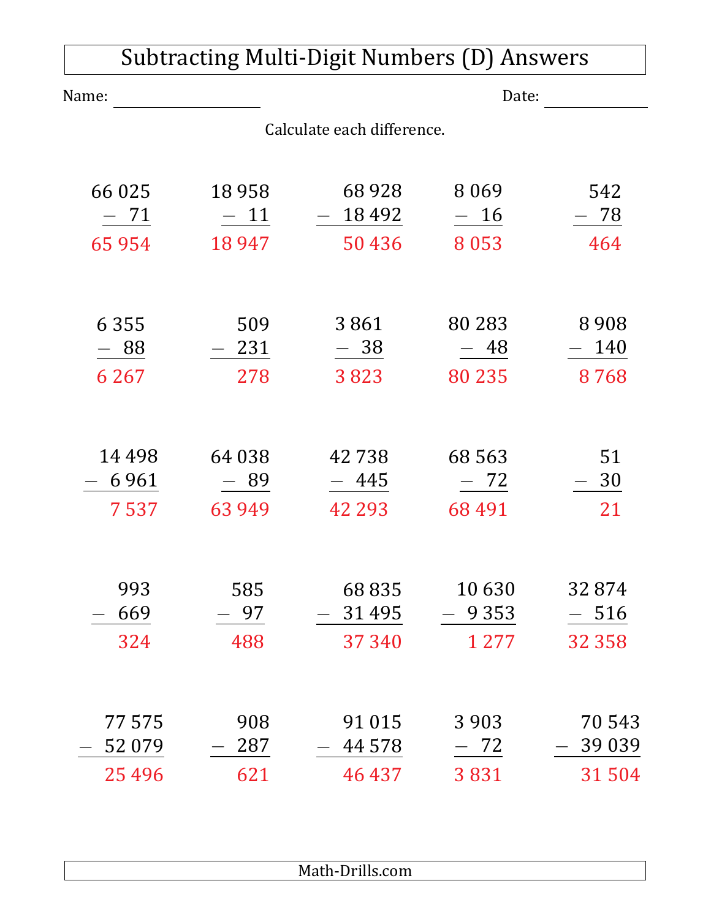# Subtracting Multi-Digit Numbers (D) Answers

Name: ____________________ Date: ______________

Calculate each difference.

| | | | | |
|---|---|---|---|---|
| 66 025 − 71 = 65 954 | 18 958 − 11 = 18 947 | 68 928 − 18 492 = 50 436 | 8 069 − 16 = 8 053 | 542 − 78 = 464 |
| 6 355 − 88 = 6 267 | 509 − 231 = 278 | 3 861 − 38 = 3 823 | 80 283 − 48 = 80 235 | 8 908 − 140 = 8 768 |
| 14 498 − 6 961 = 7 537 | 64 038 − 89 = 63 949 | 42 738 − 445 = 42 293 | 68 563 − 72 = 68 491 | 51 − 30 = 21 |
| 993 − 669 = 324 | 585 − 97 = 488 | 68 835 − 31 495 = 37 340 | 10 630 − 9 353 = 1 277 | 32 874 − 516 = 32 358 |
| 77 575 − 52 079 = 25 496 | 908 − 287 = 621 | 91 015 − 44 578 = 46 437 | 3 903 − 72 = 3 831 | 70 543 − 39 039 = 31 504 |

Math-Drills.com